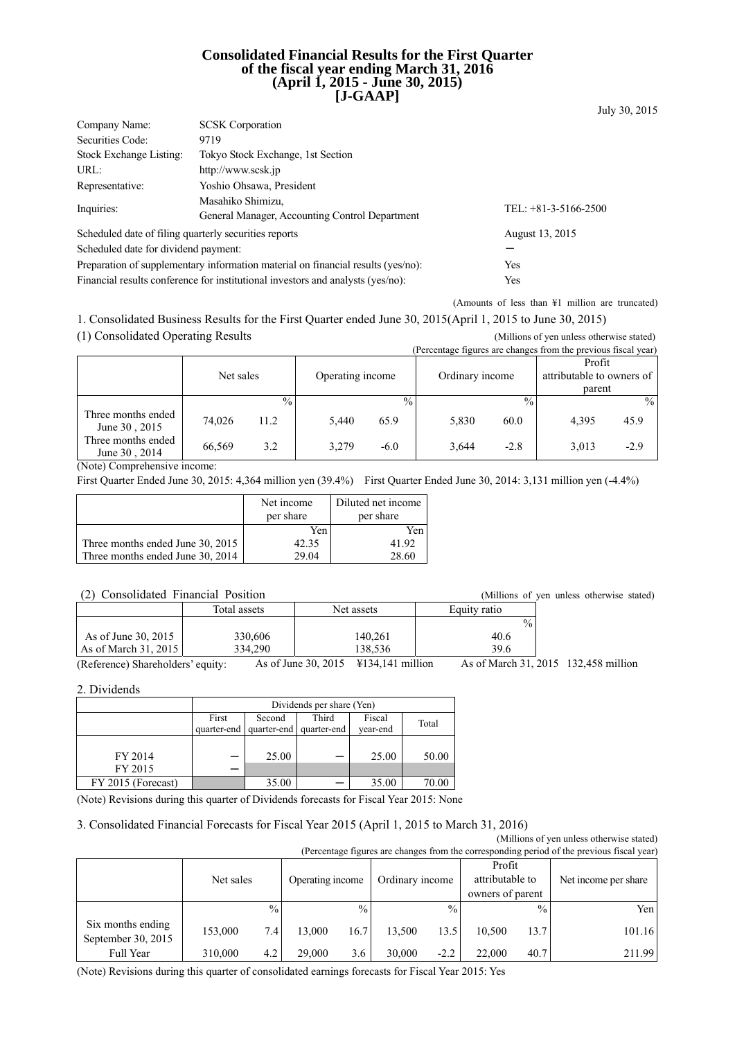# Consolidated Financial Results for the First Quarter of the fiscal year ending March 31, 2016 (April 1, 2015 - June 30, 2015) [J-GAAP]

July 30, 2015

| | | |
|---|---|---|
| Company Name: | SCSK Corporation | |
| Securities Code: | 9719 | |
| Stock Exchange Listing: | Tokyo Stock Exchange, 1st Section | |
| URL: | http://www.scsk.jp | |
| Representative: | Yoshio Ohsawa, President | |
| Inquiries: | Masahiko Shimizu, General Manager, Accounting Control Department | TEL: +81-3-5166-2500 |

| | |
|---|---|
| Scheduled date of filing quarterly securities reports | August 13, 2015 |
| Scheduled date for dividend payment: | ― |
| Preparation of supplementary information material on financial results (yes/no): | Yes |
| Financial results conference for institutional investors and analysts (yes/no): | Yes |

(Amounts of less than ¥1 million are truncated)

## 1. Consolidated Business Results for the First Quarter ended June 30, 2015(April 1, 2015 to June 30, 2015)

### (1) Consolidated Operating Results

(Millions of yen unless otherwise stated)

(Percentage figures are changes from the previous fiscal year)

| | Net sales | | Operating income | | Ordinary income | | Profit attributable to owners of parent | |
|---|---|---|---|---|---|---|---|---|
| | | % | | % | | % | | % |
| Three months ended June 30 , 2015 | 74,026 | 11.2 | 5,440 | 65.9 | 5,830 | 60.0 | 4,395 | 45.9 |
| Three months ended June 30 , 2014 | 66,569 | 3.2 | 3,279 | -6.0 | 3,644 | -2.8 | 3,013 | -2.9 |

(Note) Comprehensive income:

First Quarter Ended June 30, 2015: 4,364 million yen (39.4%) First Quarter Ended June 30, 2014: 3,131 million yen (-4.4%)

| | Net income per share | Diluted net income per share |
|---|---|---|
| | Yen | Yen |
| Three months ended June 30, 2015 | 42.35 | 41.92 |
| Three months ended June 30, 2014 | 29.04 | 28.60 |

### (2) Consolidated Financial Position

(Millions of yen unless otherwise stated)

| | Total assets | Net assets | Equity ratio |
|---|---|---|---|
| | | | % |
| As of June 30, 2015 | 330,606 | 140,261 | 40.6 |
| As of March 31, 2015 | 334,290 | 138,536 | 39.6 |

(Reference) Shareholders' equity: As of June 30, 2015 ¥134,141 million As of March 31, 2015 132,458 million

## 2. Dividends

| | Dividends per share (Yen) | | | | |
|---|---|---|---|---|---|
| | First quarter-end | Second quarter-end | Third quarter-end | Fiscal year-end | Total |
| FY 2014 | ― | 25.00 | ― | 25.00 | 50.00 |
| FY 2015 | ― | | | | |
| FY 2015 (Forecast) | | 35.00 | ― | 35.00 | 70.00 |

(Note) Revisions during this quarter of Dividends forecasts for Fiscal Year 2015: None

## 3. Consolidated Financial Forecasts for Fiscal Year 2015 (April 1, 2015 to March 31, 2016)

(Millions of yen unless otherwise stated)

(Percentage figures are changes from the corresponding period of the previous fiscal year)

| | Net sales | | Operating income | | Ordinary income | | Profit attributable to owners of parent | | Net income per share |
|---|---|---|---|---|---|---|---|---|---|
| | | % | | % | | % | | % | Yen |
| Six months ending September 30, 2015 | 153,000 | 7.4 | 13,000 | 16.7 | 13,500 | 13.5 | 10,500 | 13.7 | 101.16 |
| Full Year | 310,000 | 4.2 | 29,000 | 3.6 | 30,000 | -2.2 | 22,000 | 40.7 | 211.99 |

(Note) Revisions during this quarter of consolidated earnings forecasts for Fiscal Year 2015: Yes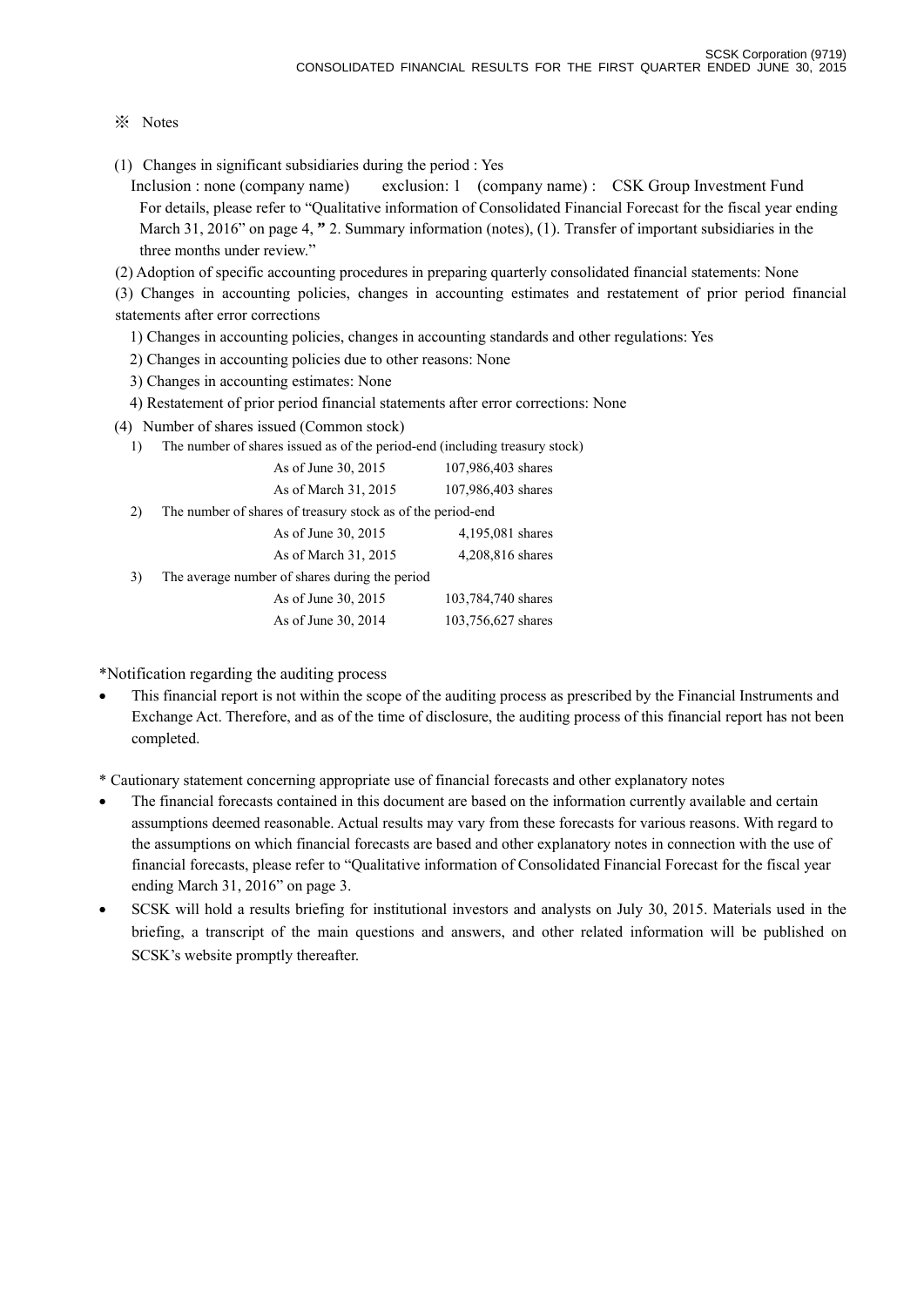※ Notes

(1) Changes in significant subsidiaries during the period : Yes

Inclusion : none (company name)    exclusion: 1 (company name) : CSK Group Investment Fund

For details, please refer to "Qualitative information of Consolidated Financial Forecast for the fiscal year ending March 31, 2016" on page 4, " 2. Summary information (notes), (1). Transfer of important subsidiaries in the three months under review."

(2) Adoption of specific accounting procedures in preparing quarterly consolidated financial statements: None

(3) Changes in accounting policies, changes in accounting estimates and restatement of prior period financial statements after error corrections

1) Changes in accounting policies, changes in accounting standards and other regulations: Yes

2) Changes in accounting policies due to other reasons: None

3) Changes in accounting estimates: None

4) Restatement of prior period financial statements after error corrections: None

(4) Number of shares issued (Common stock)

1) The number of shares issued as of the period-end (including treasury stock)

| | |
|---|---|
| As of June 30, 2015 | 107,986,403 shares |
| As of March 31, 2015 | 107,986,403 shares |

2) The number of shares of treasury stock as of the period-end

| | |
|---|---|
| As of June 30, 2015 | 4,195,081 shares |
| As of March 31, 2015 | 4,208,816 shares |

3) The average number of shares during the period

| | |
|---|---|
| As of June 30, 2015 | 103,784,740 shares |
| As of June 30, 2014 | 103,756,627 shares |

*Notification regarding the auditing process

- This financial report is not within the scope of the auditing process as prescribed by the Financial Instruments and Exchange Act. Therefore, and as of the time of disclosure, the auditing process of this financial report has not been completed.

* Cautionary statement concerning appropriate use of financial forecasts and other explanatory notes

- The financial forecasts contained in this document are based on the information currently available and certain assumptions deemed reasonable. Actual results may vary from these forecasts for various reasons. With regard to the assumptions on which financial forecasts are based and other explanatory notes in connection with the use of financial forecasts, please refer to "Qualitative information of Consolidated Financial Forecast for the fiscal year ending March 31, 2016" on page 3.
- SCSK will hold a results briefing for institutional investors and analysts on July 30, 2015. Materials used in the briefing, a transcript of the main questions and answers, and other related information will be published on SCSK's website promptly thereafter.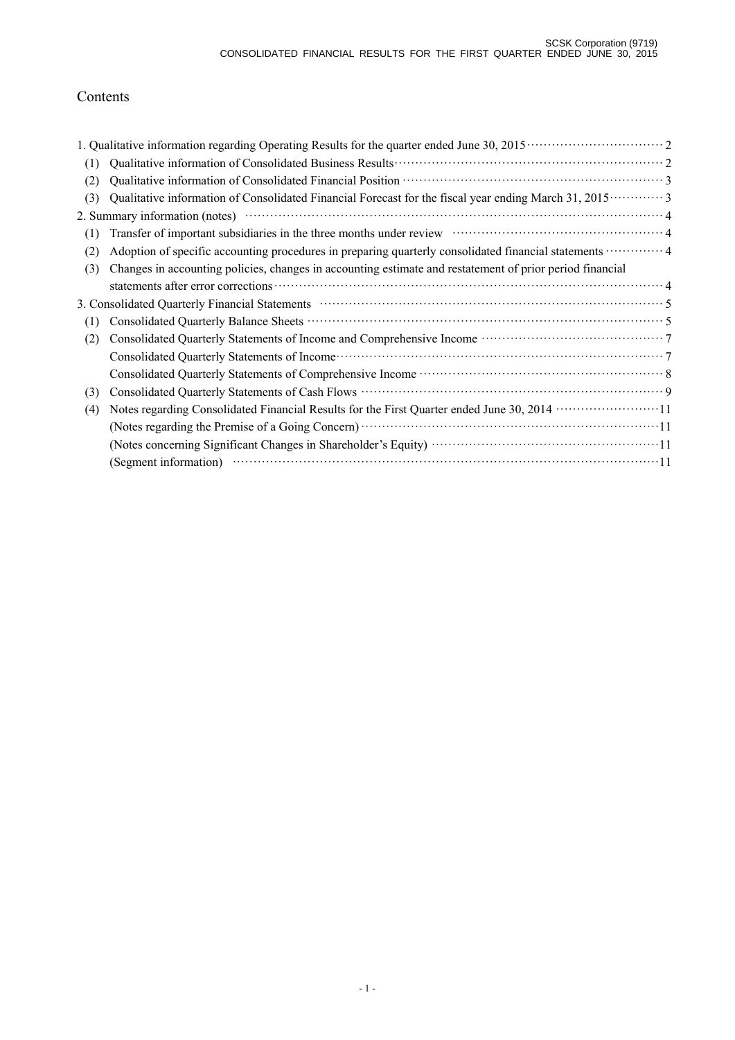# Contents

1. Qualitative information regarding Operating Results for the quarter ended June 30, 2015 ··· 2
   - (1) Qualitative information of Consolidated Business Results ··· 2
   - (2) Qualitative information of Consolidated Financial Position ··· 3
   - (3) Qualitative information of Consolidated Financial Forecast for the fiscal year ending March 31, 2015 ··· 3
2. Summary information (notes) ··· 4
   - (1) Transfer of important subsidiaries in the three months under review ··· 4
   - (2) Adoption of specific accounting procedures in preparing quarterly consolidated financial statements ··· 4
   - (3) Changes in accounting policies, changes in accounting estimate and restatement of prior period financial statements after error corrections ··· 4
3. Consolidated Quarterly Financial Statements ··· 5
   - (1) Consolidated Quarterly Balance Sheets ··· 5
   - (2) Consolidated Quarterly Statements of Income and Comprehensive Income ··· 7
     - Consolidated Quarterly Statements of Income ··· 7
     - Consolidated Quarterly Statements of Comprehensive Income ··· 8
   - (3) Consolidated Quarterly Statements of Cash Flows ··· 9
   - (4) Notes regarding Consolidated Financial Results for the First Quarter ended June 30, 2014 ··· 11
     - (Notes regarding the Premise of a Going Concern) ··· 11
     - (Notes concerning Significant Changes in Shareholder's Equity) ··· 11
     - (Segment information) ··· 11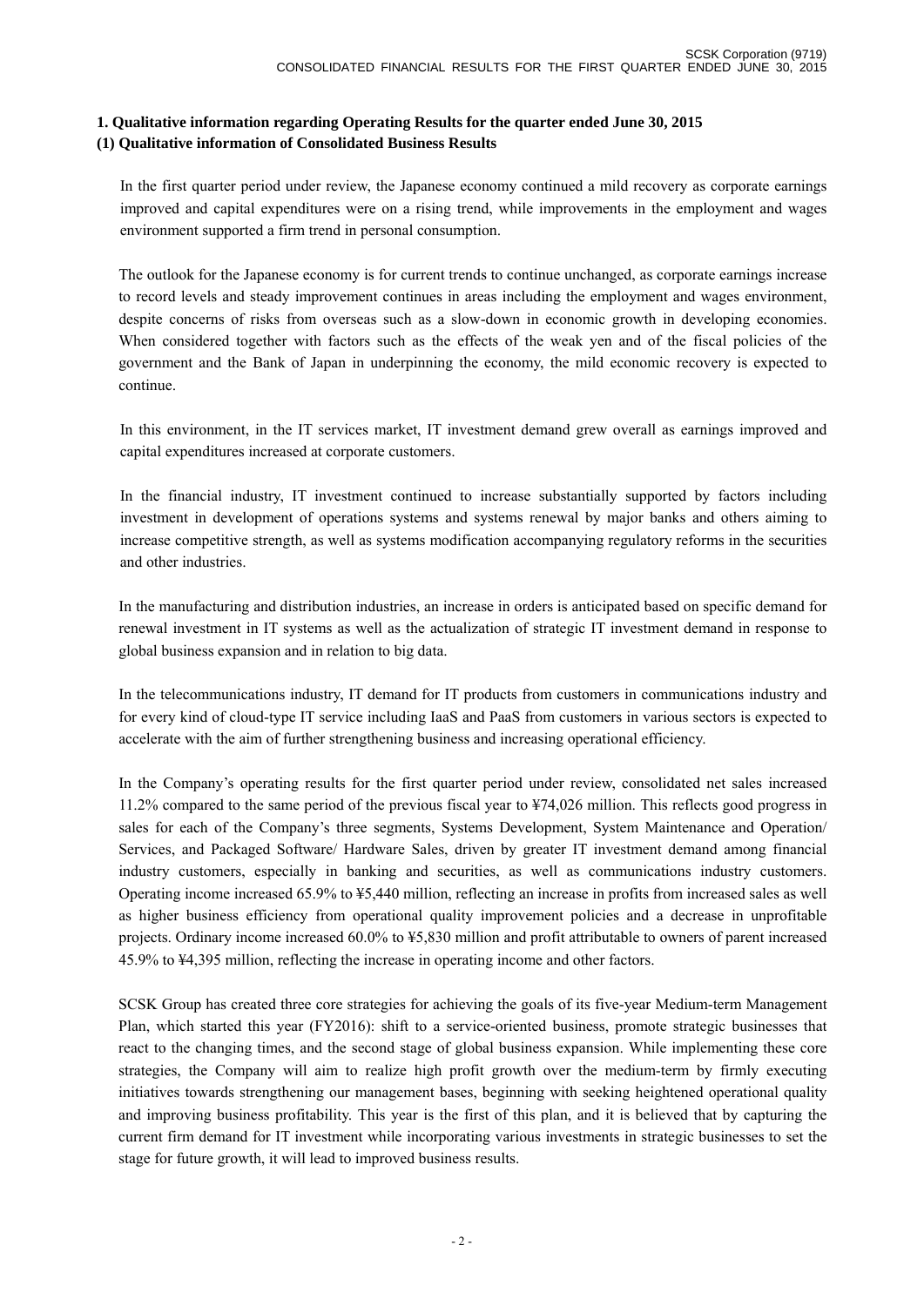## 1. Qualitative information regarding Operating Results for the quarter ended June 30, 2015

### (1) Qualitative information of Consolidated Business Results

In the first quarter period under review, the Japanese economy continued a mild recovery as corporate earnings improved and capital expenditures were on a rising trend, while improvements in the employment and wages environment supported a firm trend in personal consumption.

The outlook for the Japanese economy is for current trends to continue unchanged, as corporate earnings increase to record levels and steady improvement continues in areas including the employment and wages environment, despite concerns of risks from overseas such as a slow-down in economic growth in developing economies. When considered together with factors such as the effects of the weak yen and of the fiscal policies of the government and the Bank of Japan in underpinning the economy, the mild economic recovery is expected to continue.

In this environment, in the IT services market, IT investment demand grew overall as earnings improved and capital expenditures increased at corporate customers.

In the financial industry, IT investment continued to increase substantially supported by factors including investment in development of operations systems and systems renewal by major banks and others aiming to increase competitive strength, as well as systems modification accompanying regulatory reforms in the securities and other industries.

In the manufacturing and distribution industries, an increase in orders is anticipated based on specific demand for renewal investment in IT systems as well as the actualization of strategic IT investment demand in response to global business expansion and in relation to big data.

In the telecommunications industry, IT demand for IT products from customers in communications industry and for every kind of cloud-type IT service including IaaS and PaaS from customers in various sectors is expected to accelerate with the aim of further strengthening business and increasing operational efficiency.

In the Company's operating results for the first quarter period under review, consolidated net sales increased 11.2% compared to the same period of the previous fiscal year to ¥74,026 million. This reflects good progress in sales for each of the Company's three segments, Systems Development, System Maintenance and Operation/ Services, and Packaged Software/ Hardware Sales, driven by greater IT investment demand among financial industry customers, especially in banking and securities, as well as communications industry customers. Operating income increased 65.9% to ¥5,440 million, reflecting an increase in profits from increased sales as well as higher business efficiency from operational quality improvement policies and a decrease in unprofitable projects. Ordinary income increased 60.0% to ¥5,830 million and profit attributable to owners of parent increased 45.9% to ¥4,395 million, reflecting the increase in operating income and other factors.

SCSK Group has created three core strategies for achieving the goals of its five-year Medium-term Management Plan, which started this year (FY2016): shift to a service-oriented business, promote strategic businesses that react to the changing times, and the second stage of global business expansion. While implementing these core strategies, the Company will aim to realize high profit growth over the medium-term by firmly executing initiatives towards strengthening our management bases, beginning with seeking heightened operational quality and improving business profitability. This year is the first of this plan, and it is believed that by capturing the current firm demand for IT investment while incorporating various investments in strategic businesses to set the stage for future growth, it will lead to improved business results.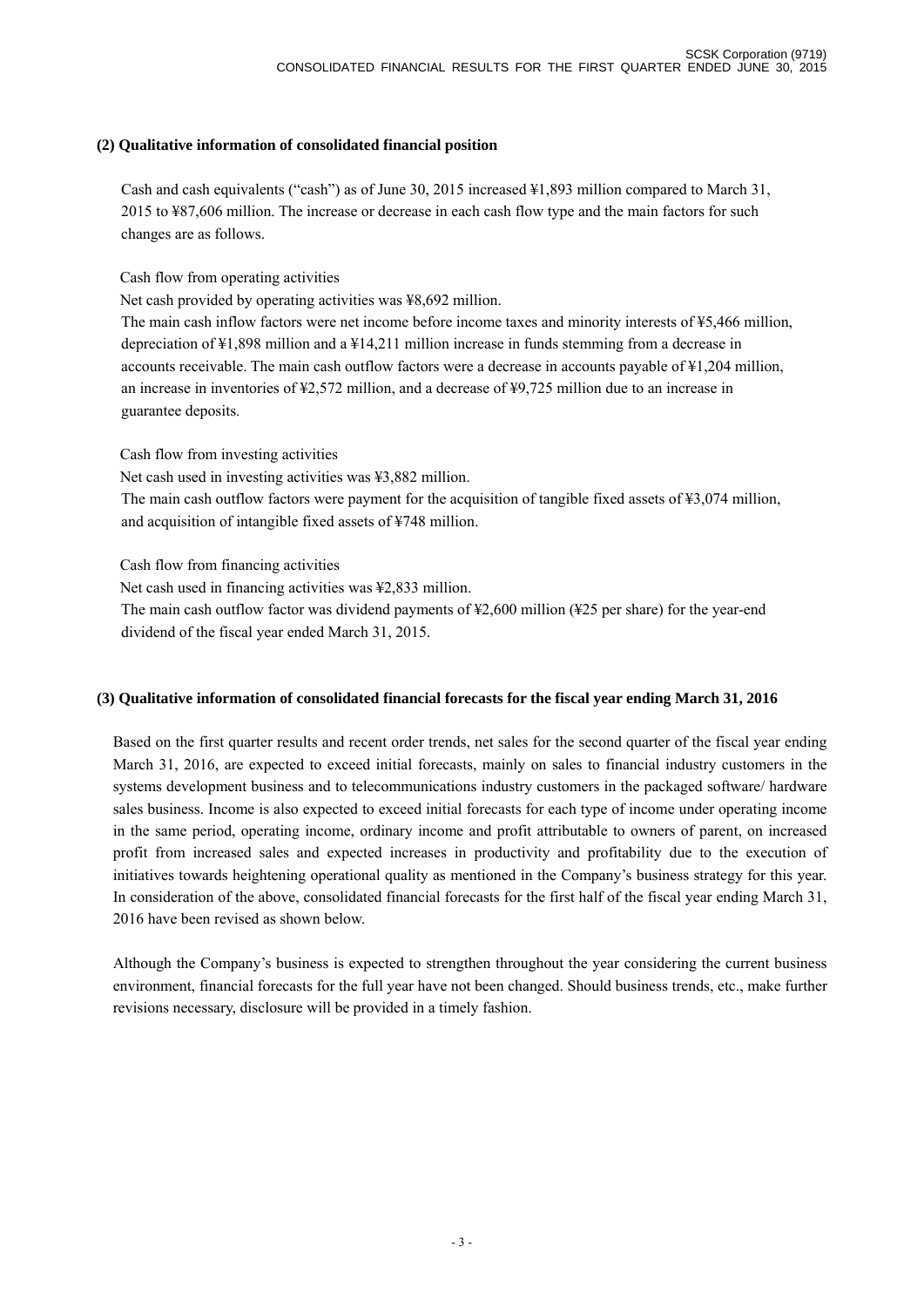### (2) Qualitative information of consolidated financial position

Cash and cash equivalents (“cash”) as of June 30, 2015 increased ¥1,893 million compared to March 31, 2015 to ¥87,606 million. The increase or decrease in each cash flow type and the main factors for such changes are as follows.

Cash flow from operating activities

Net cash provided by operating activities was ¥8,692 million.

The main cash inflow factors were net income before income taxes and minority interests of ¥5,466 million, depreciation of ¥1,898 million and a ¥14,211 million increase in funds stemming from a decrease in accounts receivable. The main cash outflow factors were a decrease in accounts payable of ¥1,204 million, an increase in inventories of ¥2,572 million, and a decrease of ¥9,725 million due to an increase in guarantee deposits.

Cash flow from investing activities

Net cash used in investing activities was ¥3,882 million.

The main cash outflow factors were payment for the acquisition of tangible fixed assets of ¥3,074 million, and acquisition of intangible fixed assets of ¥748 million.

Cash flow from financing activities

Net cash used in financing activities was ¥2,833 million.

The main cash outflow factor was dividend payments of ¥2,600 million (¥25 per share) for the year-end dividend of the fiscal year ended March 31, 2015.

### (3) Qualitative information of consolidated financial forecasts for the fiscal year ending March 31, 2016

Based on the first quarter results and recent order trends, net sales for the second quarter of the fiscal year ending March 31, 2016, are expected to exceed initial forecasts, mainly on sales to financial industry customers in the systems development business and to telecommunications industry customers in the packaged software/ hardware sales business. Income is also expected to exceed initial forecasts for each type of income under operating income in the same period, operating income, ordinary income and profit attributable to owners of parent, on increased profit from increased sales and expected increases in productivity and profitability due to the execution of initiatives towards heightening operational quality as mentioned in the Company’s business strategy for this year. In consideration of the above, consolidated financial forecasts for the first half of the fiscal year ending March 31, 2016 have been revised as shown below.

Although the Company’s business is expected to strengthen throughout the year considering the current business environment, financial forecasts for the full year have not been changed. Should business trends, etc., make further revisions necessary, disclosure will be provided in a timely fashion.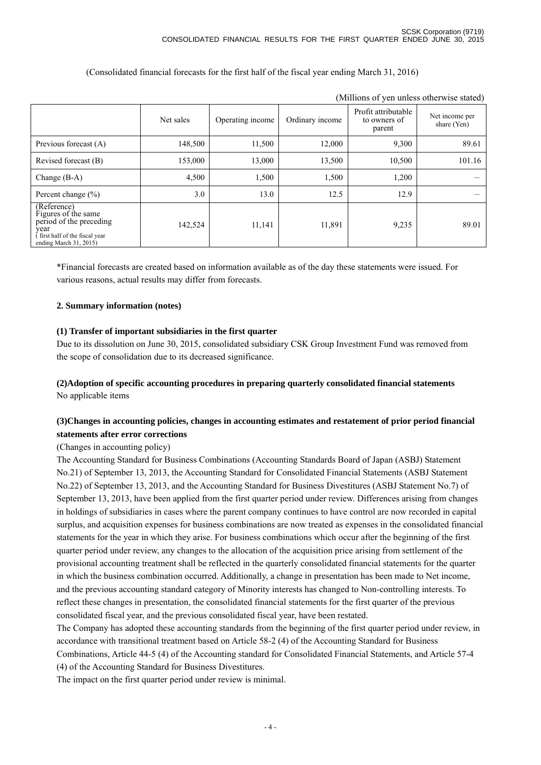(Consolidated financial forecasts for the first half of the fiscal year ending March 31, 2016)

(Millions of yen unless otherwise stated)

| | Net sales | Operating income | Ordinary income | Profit attributable to owners of parent | Net income per share (Yen) |
|---|---|---|---|---|---|
| Previous forecast (A) | 148,500 | 11,500 | 12,000 | 9,300 | 89.61 |
| Revised forecast (B) | 153,000 | 13,000 | 13,500 | 10,500 | 101.16 |
| Change (B-A) | 4,500 | 1,500 | 1,500 | 1,200 | — |
| Percent change (%) | 3.0 | 13.0 | 12.5 | 12.9 | — |
| (Reference) Figures of the same period of the preceding year ( first half of the fiscal year ending March 31, 2015) | 142,524 | 11,141 | 11,891 | 9,235 | 89.01 |

*Financial forecasts are created based on information available as of the day these statements were issued. For various reasons, actual results may differ from forecasts.

**2. Summary information (notes)**

**(1) Transfer of important subsidiaries in the first quarter**

Due to its dissolution on June 30, 2015, consolidated subsidiary CSK Group Investment Fund was removed from the scope of consolidation due to its decreased significance.

**(2)Adoption of specific accounting procedures in preparing quarterly consolidated financial statements**

No applicable items

**(3)Changes in accounting policies, changes in accounting estimates and restatement of prior period financial statements after error corrections**

(Changes in accounting policy)

The Accounting Standard for Business Combinations (Accounting Standards Board of Japan (ASBJ) Statement No.21) of September 13, 2013, the Accounting Standard for Consolidated Financial Statements (ASBJ Statement No.22) of September 13, 2013, and the Accounting Standard for Business Divestitures (ASBJ Statement No.7) of September 13, 2013, have been applied from the first quarter period under review. Differences arising from changes in holdings of subsidiaries in cases where the parent company continues to have control are now recorded in capital surplus, and acquisition expenses for business combinations are now treated as expenses in the consolidated financial statements for the year in which they arise. For business combinations which occur after the beginning of the first quarter period under review, any changes to the allocation of the acquisition price arising from settlement of the provisional accounting treatment shall be reflected in the quarterly consolidated financial statements for the quarter in which the business combination occurred. Additionally, a change in presentation has been made to Net income, and the previous accounting standard category of Minority interests has changed to Non-controlling interests. To reflect these changes in presentation, the consolidated financial statements for the first quarter of the previous consolidated fiscal year, and the previous consolidated fiscal year, have been restated.

The Company has adopted these accounting standards from the beginning of the first quarter period under review, in accordance with transitional treatment based on Article 58-2 (4) of the Accounting Standard for Business Combinations, Article 44-5 (4) of the Accounting standard for Consolidated Financial Statements, and Article 57-4 (4) of the Accounting Standard for Business Divestitures.

The impact on the first quarter period under review is minimal.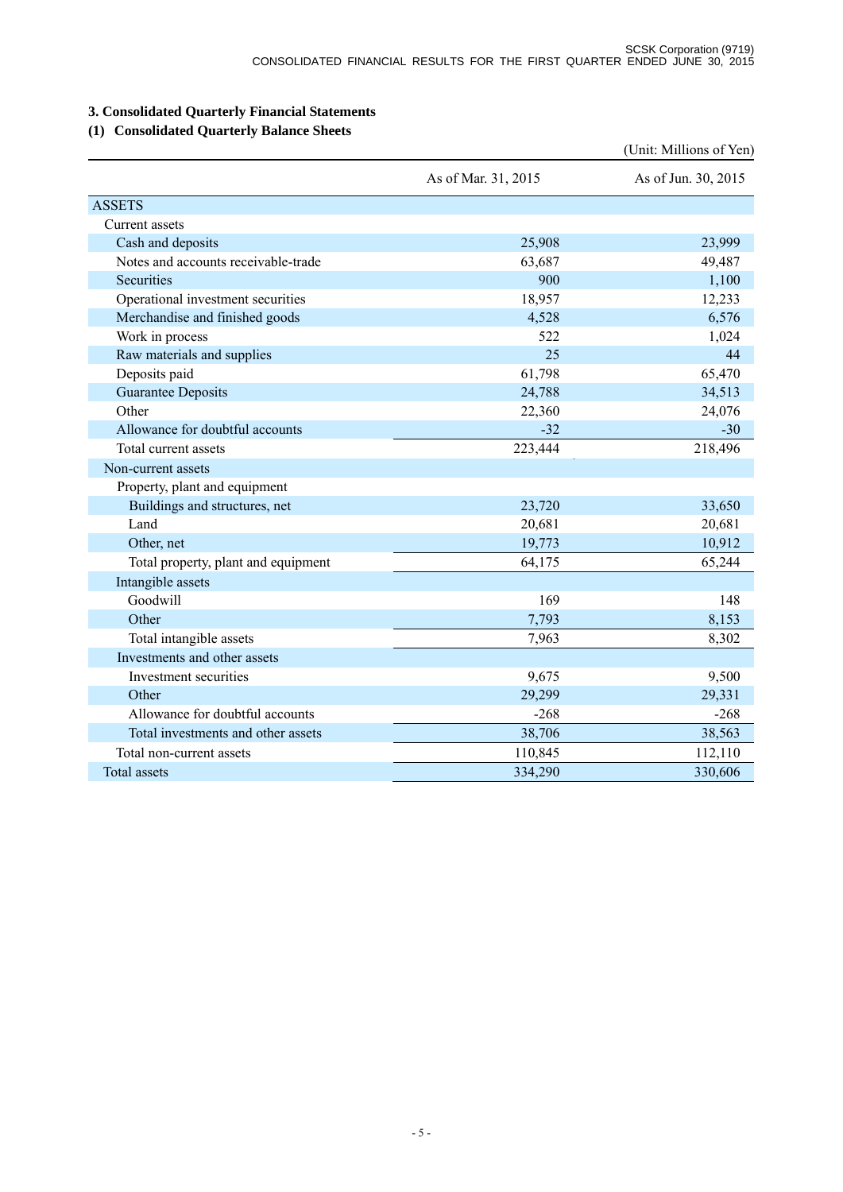## 3. Consolidated Quarterly Financial Statements

### (1) Consolidated Quarterly Balance Sheets

(Unit: Millions of Yen)

| | As of Mar. 31, 2015 | As of Jun. 30, 2015 |
|---|---|---|
| ASSETS | | |
| Current assets | | |
| Cash and deposits | 25,908 | 23,999 |
| Notes and accounts receivable-trade | 63,687 | 49,487 |
| Securities | 900 | 1,100 |
| Operational investment securities | 18,957 | 12,233 |
| Merchandise and finished goods | 4,528 | 6,576 |
| Work in process | 522 | 1,024 |
| Raw materials and supplies | 25 | 44 |
| Deposits paid | 61,798 | 65,470 |
| Guarantee Deposits | 24,788 | 34,513 |
| Other | 22,360 | 24,076 |
| Allowance for doubtful accounts | -32 | -30 |
| Total current assets | 223,444 | 218,496 |
| Non-current assets | | |
| Property, plant and equipment | | |
| Buildings and structures, net | 23,720 | 33,650 |
| Land | 20,681 | 20,681 |
| Other, net | 19,773 | 10,912 |
| Total property, plant and equipment | 64,175 | 65,244 |
| Intangible assets | | |
| Goodwill | 169 | 148 |
| Other | 7,793 | 8,153 |
| Total intangible assets | 7,963 | 8,302 |
| Investments and other assets | | |
| Investment securities | 9,675 | 9,500 |
| Other | 29,299 | 29,331 |
| Allowance for doubtful accounts | -268 | -268 |
| Total investments and other assets | 38,706 | 38,563 |
| Total non-current assets | 110,845 | 112,110 |
| Total assets | 334,290 | 330,606 |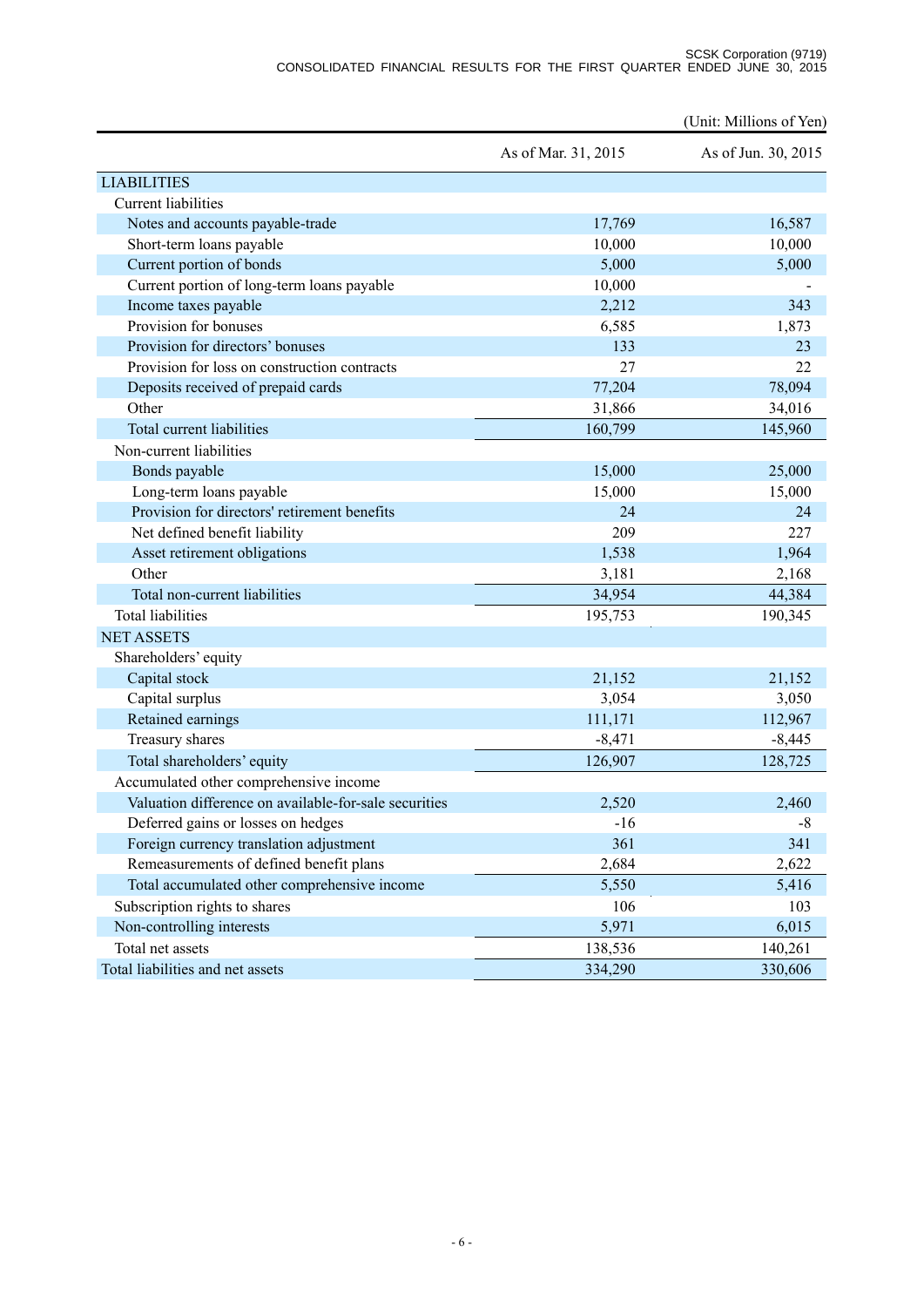(Unit: Millions of Yen)

| | As of Mar. 31, 2015 | As of Jun. 30, 2015 |
|---|---|---|
| LIABILITIES | | |
| Current liabilities | | |
| Notes and accounts payable-trade | 17,769 | 16,587 |
| Short-term loans payable | 10,000 | 10,000 |
| Current portion of bonds | 5,000 | 5,000 |
| Current portion of long-term loans payable | 10,000 | - |
| Income taxes payable | 2,212 | 343 |
| Provision for bonuses | 6,585 | 1,873 |
| Provision for directors' bonuses | 133 | 23 |
| Provision for loss on construction contracts | 27 | 22 |
| Deposits received of prepaid cards | 77,204 | 78,094 |
| Other | 31,866 | 34,016 |
| Total current liabilities | 160,799 | 145,960 |
| Non-current liabilities | | |
| Bonds payable | 15,000 | 25,000 |
| Long-term loans payable | 15,000 | 15,000 |
| Provision for directors' retirement benefits | 24 | 24 |
| Net defined benefit liability | 209 | 227 |
| Asset retirement obligations | 1,538 | 1,964 |
| Other | 3,181 | 2,168 |
| Total non-current liabilities | 34,954 | 44,384 |
| Total liabilities | 195,753 | 190,345 |
| NET ASSETS | | |
| Shareholders' equity | | |
| Capital stock | 21,152 | 21,152 |
| Capital surplus | 3,054 | 3,050 |
| Retained earnings | 111,171 | 112,967 |
| Treasury shares | -8,471 | -8,445 |
| Total shareholders' equity | 126,907 | 128,725 |
| Accumulated other comprehensive income | | |
| Valuation difference on available-for-sale securities | 2,520 | 2,460 |
| Deferred gains or losses on hedges | -16 | -8 |
| Foreign currency translation adjustment | 361 | 341 |
| Remeasurements of defined benefit plans | 2,684 | 2,622 |
| Total accumulated other comprehensive income | 5,550 | 5,416 |
| Subscription rights to shares | 106 | 103 |
| Non-controlling interests | 5,971 | 6,015 |
| Total net assets | 138,536 | 140,261 |
| Total liabilities and net assets | 334,290 | 330,606 |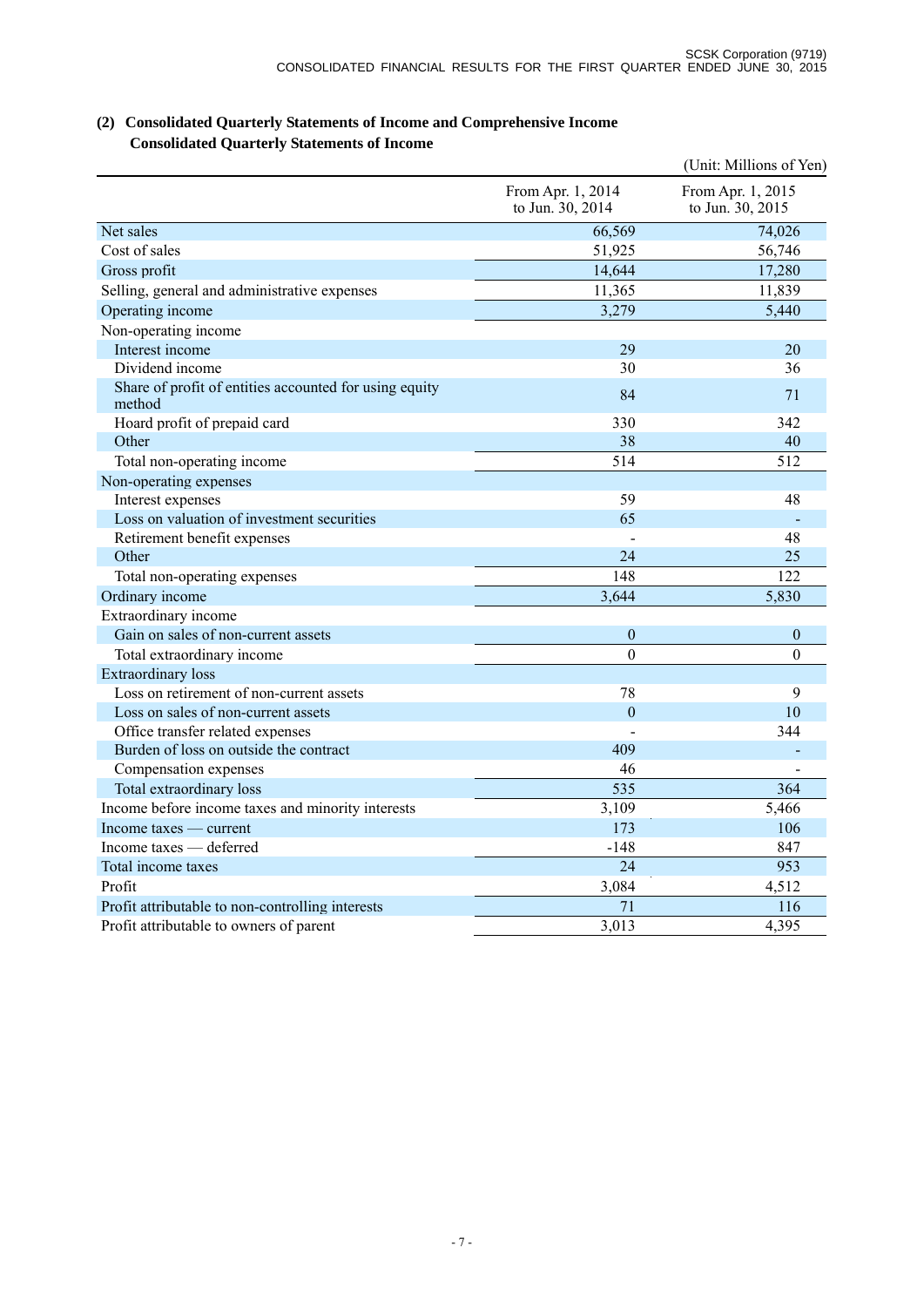## (2) Consolidated Quarterly Statements of Income and Comprehensive Income

### Consolidated Quarterly Statements of Income

(Unit: Millions of Yen)

| | From Apr. 1, 2014 to Jun. 30, 2014 | From Apr. 1, 2015 to Jun. 30, 2015 |
|---|---|---|
| Net sales | 66,569 | 74,026 |
| Cost of sales | 51,925 | 56,746 |
| Gross profit | 14,644 | 17,280 |
| Selling, general and administrative expenses | 11,365 | 11,839 |
| Operating income | 3,279 | 5,440 |
| Non-operating income | | |
| Interest income | 29 | 20 |
| Dividend income | 30 | 36 |
| Share of profit of entities accounted for using equity method | 84 | 71 |
| Hoard profit of prepaid card | 330 | 342 |
| Other | 38 | 40 |
| Total non-operating income | 514 | 512 |
| Non-operating expenses | | |
| Interest expenses | 59 | 48 |
| Loss on valuation of investment securities | 65 | - |
| Retirement benefit expenses | - | 48 |
| Other | 24 | 25 |
| Total non-operating expenses | 148 | 122 |
| Ordinary income | 3,644 | 5,830 |
| Extraordinary income | | |
| Gain on sales of non-current assets | 0 | 0 |
| Total extraordinary income | 0 | 0 |
| Extraordinary loss | | |
| Loss on retirement of non-current assets | 78 | 9 |
| Loss on sales of non-current assets | 0 | 10 |
| Office transfer related expenses | - | 344 |
| Burden of loss on outside the contract | 409 | - |
| Compensation expenses | 46 | - |
| Total extraordinary loss | 535 | 364 |
| Income before income taxes and minority interests | 3,109 | 5,466 |
| Income taxes — current | 173 | 106 |
| Income taxes — deferred | -148 | 847 |
| Total income taxes | 24 | 953 |
| Profit | 3,084 | 4,512 |
| Profit attributable to non-controlling interests | 71 | 116 |
| Profit attributable to owners of parent | 3,013 | 4,395 |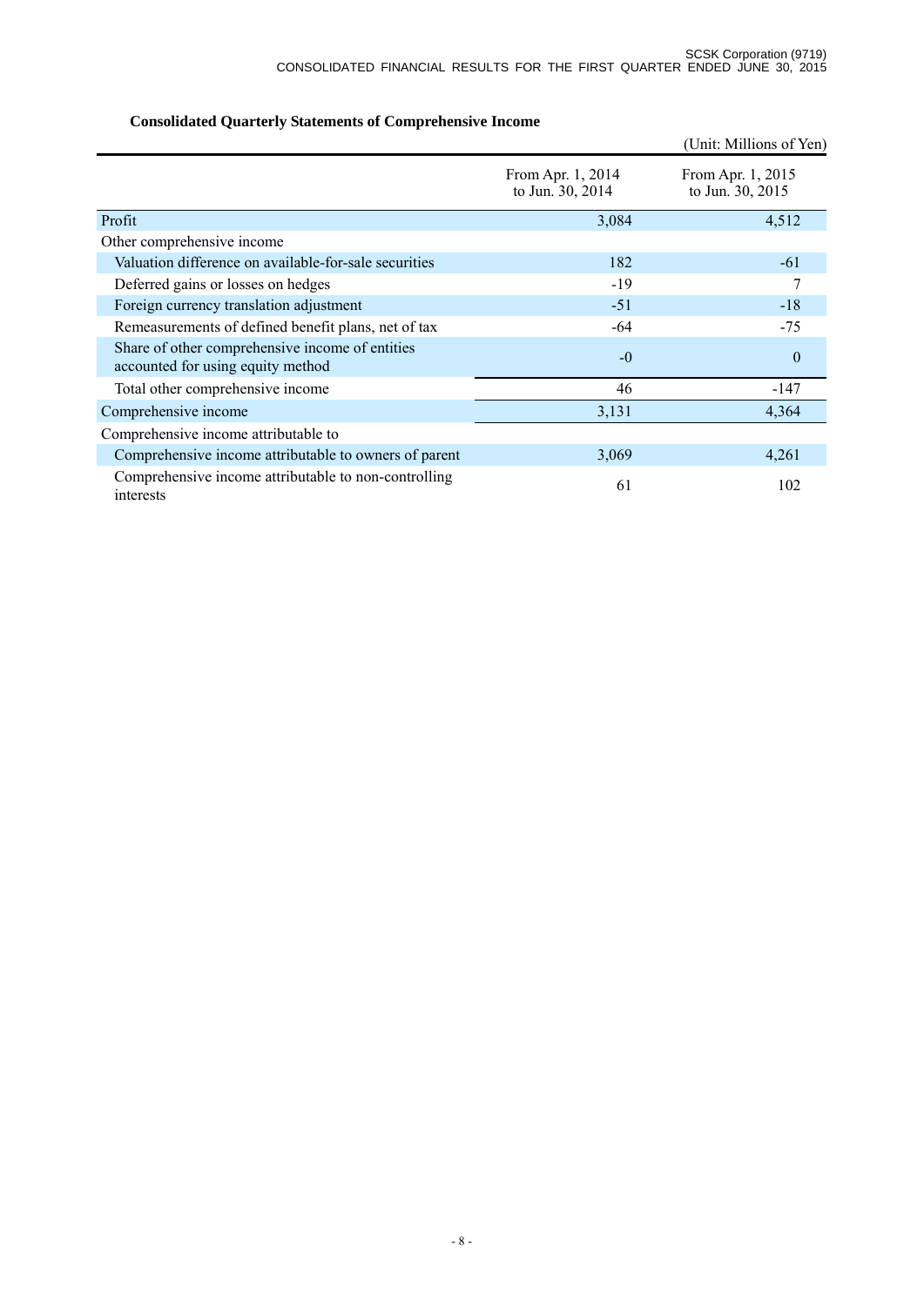**Consolidated Quarterly Statements of Comprehensive Income**

(Unit: Millions of Yen)

| | From Apr. 1, 2014 to Jun. 30, 2014 | From Apr. 1, 2015 to Jun. 30, 2015 |
|---|---|---|
| Profit | 3,084 | 4,512 |
| Other comprehensive income | | |
| Valuation difference on available-for-sale securities | 182 | -61 |
| Deferred gains or losses on hedges | -19 | 7 |
| Foreign currency translation adjustment | -51 | -18 |
| Remeasurements of defined benefit plans, net of tax | -64 | -75 |
| Share of other comprehensive income of entities accounted for using equity method | -0 | 0 |
| Total other comprehensive income | 46 | -147 |
| Comprehensive income | 3,131 | 4,364 |
| Comprehensive income attributable to | | |
| Comprehensive income attributable to owners of parent | 3,069 | 4,261 |
| Comprehensive income attributable to non-controlling interests | 61 | 102 |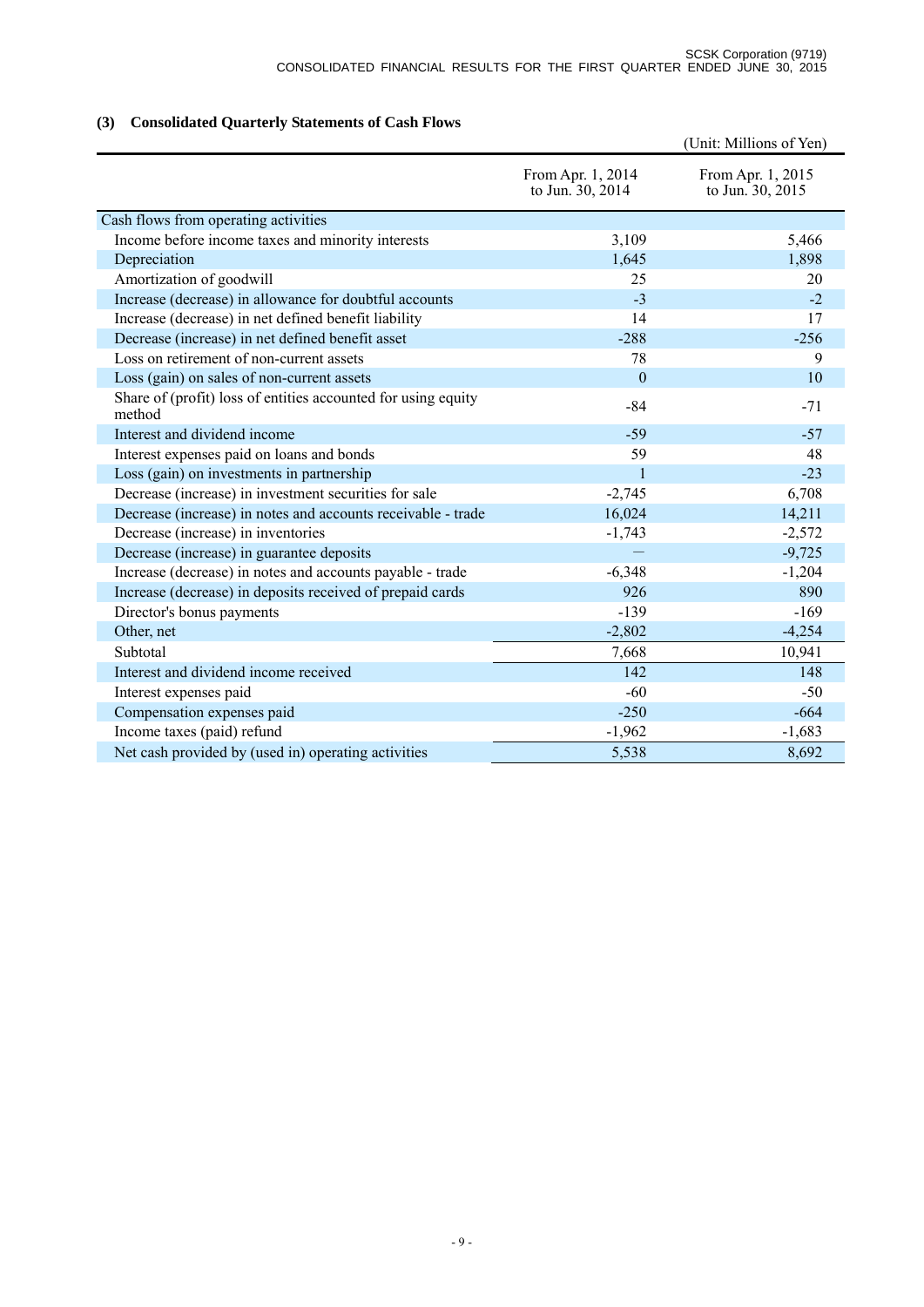### (3) Consolidated Quarterly Statements of Cash Flows

(Unit: Millions of Yen)

| | From Apr. 1, 2014 to Jun. 30, 2014 | From Apr. 1, 2015 to Jun. 30, 2015 |
|---|---|---|
| Cash flows from operating activities | | |
| Income before income taxes and minority interests | 3,109 | 5,466 |
| Depreciation | 1,645 | 1,898 |
| Amortization of goodwill | 25 | 20 |
| Increase (decrease) in allowance for doubtful accounts | -3 | -2 |
| Increase (decrease) in net defined benefit liability | 14 | 17 |
| Decrease (increase) in net defined benefit asset | -288 | -256 |
| Loss on retirement of non-current assets | 78 | 9 |
| Loss (gain) on sales of non-current assets | 0 | 10 |
| Share of (profit) loss of entities accounted for using equity method | -84 | -71 |
| Interest and dividend income | -59 | -57 |
| Interest expenses paid on loans and bonds | 59 | 48 |
| Loss (gain) on investments in partnership | 1 | -23 |
| Decrease (increase) in investment securities for sale | -2,745 | 6,708 |
| Decrease (increase) in notes and accounts receivable - trade | 16,024 | 14,211 |
| Decrease (increase) in inventories | -1,743 | -2,572 |
| Decrease (increase) in guarantee deposits | — | -9,725 |
| Increase (decrease) in notes and accounts payable - trade | -6,348 | -1,204 |
| Increase (decrease) in deposits received of prepaid cards | 926 | 890 |
| Director's bonus payments | -139 | -169 |
| Other, net | -2,802 | -4,254 |
| Subtotal | 7,668 | 10,941 |
| Interest and dividend income received | 142 | 148 |
| Interest expenses paid | -60 | -50 |
| Compensation expenses paid | -250 | -664 |
| Income taxes (paid) refund | -1,962 | -1,683 |
| Net cash provided by (used in) operating activities | 5,538 | 8,692 |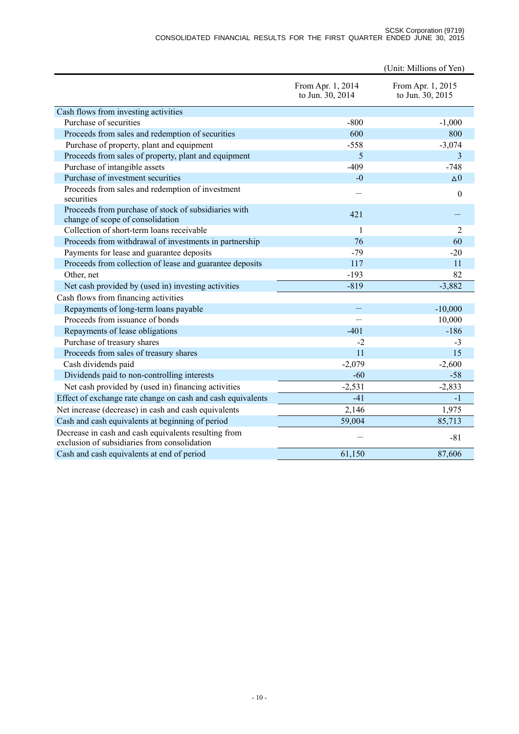(Unit: Millions of Yen)

| | From Apr. 1, 2014 to Jun. 30, 2014 | From Apr. 1, 2015 to Jun. 30, 2015 |
|---|---|---|
| Cash flows from investing activities | | |
| Purchase of securities | -800 | -1,000 |
| Proceeds from sales and redemption of securities | 600 | 800 |
| Purchase of property, plant and equipment | -558 | -3,074 |
| Proceeds from sales of property, plant and equipment | 5 | 3 |
| Purchase of intangible assets | -409 | -748 |
| Purchase of investment securities | -0 | △0 |
| Proceeds from sales and redemption of investment securities | — | 0 |
| Proceeds from purchase of stock of subsidiaries with change of scope of consolidation | 421 | — |
| Collection of short-term loans receivable | 1 | 2 |
| Proceeds from withdrawal of investments in partnership | 76 | 60 |
| Payments for lease and guarantee deposits | -79 | -20 |
| Proceeds from collection of lease and guarantee deposits | 117 | 11 |
| Other, net | -193 | 82 |
| Net cash provided by (used in) investing activities | -819 | -3,882 |
| Cash flows from financing activities | | |
| Repayments of long-term loans payable | — | -10,000 |
| Proceeds from issuance of bonds | — | 10,000 |
| Repayments of lease obligations | -401 | -186 |
| Purchase of treasury shares | -2 | -3 |
| Proceeds from sales of treasury shares | 11 | 15 |
| Cash dividends paid | -2,079 | -2,600 |
| Dividends paid to non-controlling interests | -60 | -58 |
| Net cash provided by (used in) financing activities | -2,531 | -2,833 |
| Effect of exchange rate change on cash and cash equivalents | -41 | -1 |
| Net increase (decrease) in cash and cash equivalents | 2,146 | 1,975 |
| Cash and cash equivalents at beginning of period | 59,004 | 85,713 |
| Decrease in cash and cash equivalents resulting from exclusion of subsidiaries from consolidation | — | -81 |
| Cash and cash equivalents at end of period | 61,150 | 87,606 |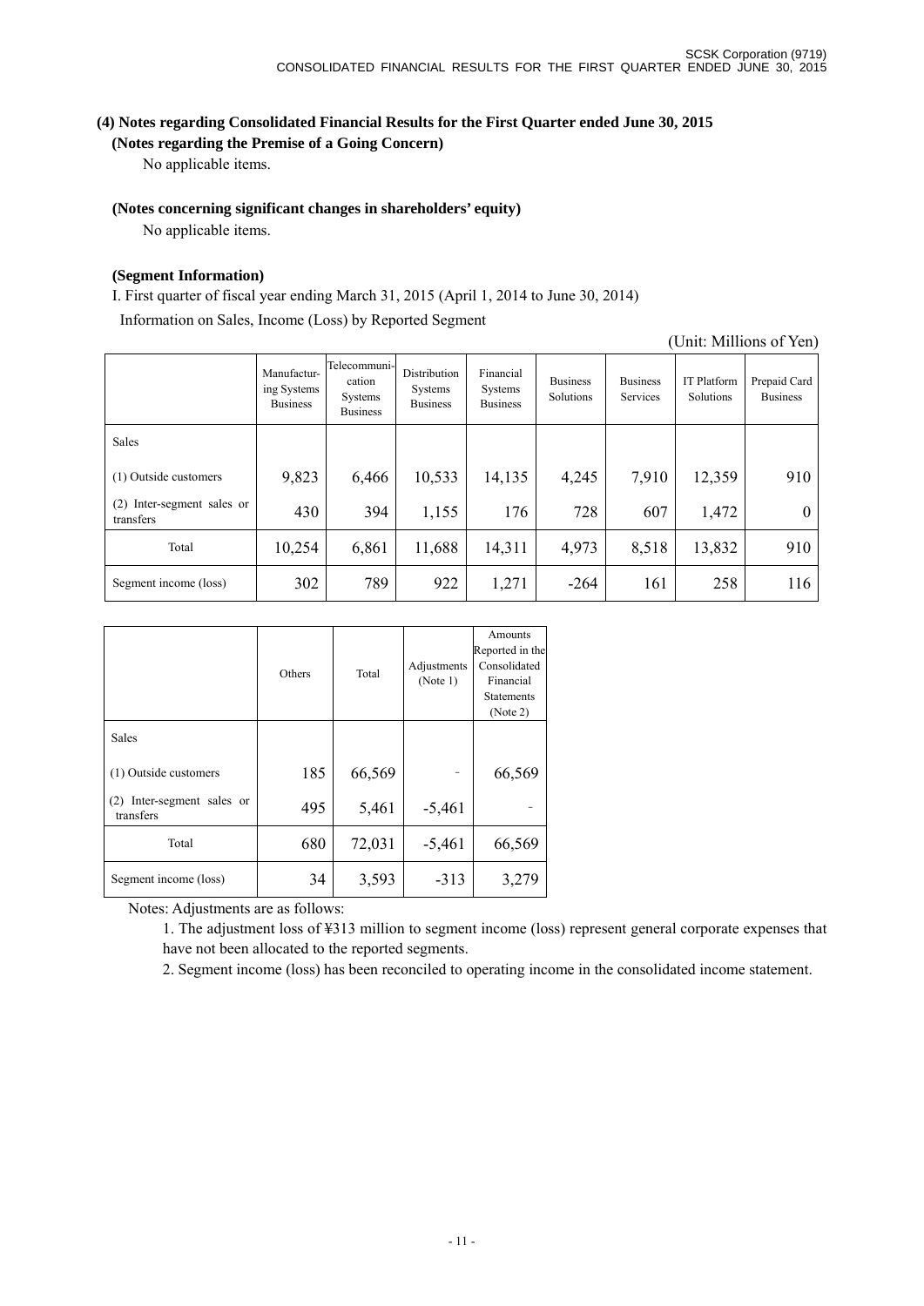### (4) Notes regarding Consolidated Financial Results for the First Quarter ended June 30, 2015

**(Notes regarding the Premise of a Going Concern)**

No applicable items.

**(Notes concerning significant changes in shareholders' equity)**

No applicable items.

**(Segment Information)**

I. First quarter of fiscal year ending March 31, 2015 (April 1, 2014 to June 30, 2014)

Information on Sales, Income (Loss) by Reported Segment

(Unit: Millions of Yen)

| | Manufacturing Systems Business | Telecommunication Systems Business | Distribution Systems Business | Financial Systems Business | Business Solutions | Business Services | IT Platform Solutions | Prepaid Card Business |
|---|---|---|---|---|---|---|---|---|
| Sales | | | | | | | | |
| (1) Outside customers | 9,823 | 6,466 | 10,533 | 14,135 | 4,245 | 7,910 | 12,359 | 910 |
| (2) Inter-segment sales or transfers | 430 | 394 | 1,155 | 176 | 728 | 607 | 1,472 | 0 |
| Total | 10,254 | 6,861 | 11,688 | 14,311 | 4,973 | 8,518 | 13,832 | 910 |
| Segment income (loss) | 302 | 789 | 922 | 1,271 | -264 | 161 | 258 | 116 |

| | Others | Total | Adjustments (Note 1) | Amounts Reported in the Consolidated Financial Statements (Note 2) |
|---|---|---|---|---|
| Sales | | | | |
| (1) Outside customers | 185 | 66,569 | - | 66,569 |
| (2) Inter-segment sales or transfers | 495 | 5,461 | -5,461 | - |
| Total | 680 | 72,031 | -5,461 | 66,569 |
| Segment income (loss) | 34 | 3,593 | -313 | 3,279 |

Notes: Adjustments are as follows:

1. The adjustment loss of ¥313 million to segment income (loss) represent general corporate expenses that have not been allocated to the reported segments.
2. Segment income (loss) has been reconciled to operating income in the consolidated income statement.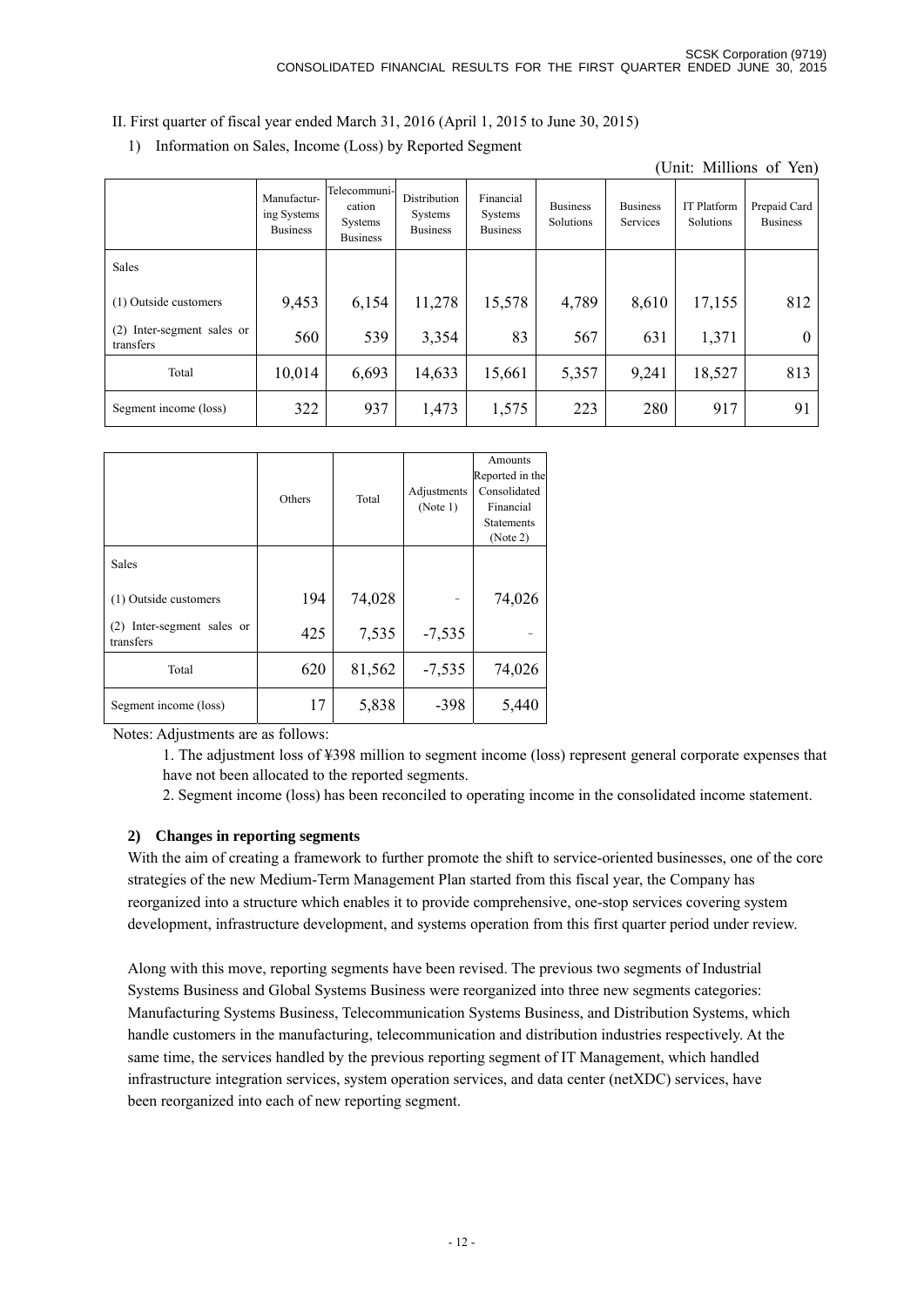II. First quarter of fiscal year ended March 31, 2016 (April 1, 2015 to June 30, 2015)

1) Information on Sales, Income (Loss) by Reported Segment

(Unit: Millions of Yen)

| | Manufacturing Systems Business | Telecommunication Systems Business | Distribution Systems Business | Financial Systems Business | Business Solutions | Business Services | IT Platform Solutions | Prepaid Card Business |
|---|---|---|---|---|---|---|---|---|
| Sales | | | | | | | | |
| (1) Outside customers | 9,453 | 6,154 | 11,278 | 15,578 | 4,789 | 8,610 | 17,155 | 812 |
| (2) Inter-segment sales or transfers | 560 | 539 | 3,354 | 83 | 567 | 631 | 1,371 | 0 |
| Total | 10,014 | 6,693 | 14,633 | 15,661 | 5,357 | 9,241 | 18,527 | 813 |
| Segment income (loss) | 322 | 937 | 1,473 | 1,575 | 223 | 280 | 917 | 91 |

| | Others | Total | Adjustments (Note 1) | Amounts Reported in the Consolidated Financial Statements (Note 2) |
|---|---|---|---|---|
| Sales | | | | |
| (1) Outside customers | 194 | 74,028 | - | 74,026 |
| (2) Inter-segment sales or transfers | 425 | 7,535 | -7,535 | - |
| Total | 620 | 81,562 | -7,535 | 74,026 |
| Segment income (loss) | 17 | 5,838 | -398 | 5,440 |

Notes: Adjustments are as follows:

1. The adjustment loss of ¥398 million to segment income (loss) represent general corporate expenses that have not been allocated to the reported segments.
2. Segment income (loss) has been reconciled to operating income in the consolidated income statement.

**2) Changes in reporting segments**

With the aim of creating a framework to further promote the shift to service-oriented businesses, one of the core strategies of the new Medium-Term Management Plan started from this fiscal year, the Company has reorganized into a structure which enables it to provide comprehensive, one-stop services covering system development, infrastructure development, and systems operation from this first quarter period under review.

Along with this move, reporting segments have been revised. The previous two segments of Industrial Systems Business and Global Systems Business were reorganized into three new segments categories: Manufacturing Systems Business, Telecommunication Systems Business, and Distribution Systems, which handle customers in the manufacturing, telecommunication and distribution industries respectively. At the same time, the services handled by the previous reporting segment of IT Management, which handled infrastructure integration services, system operation services, and data center (netXDC) services, have been reorganized into each of new reporting segment.